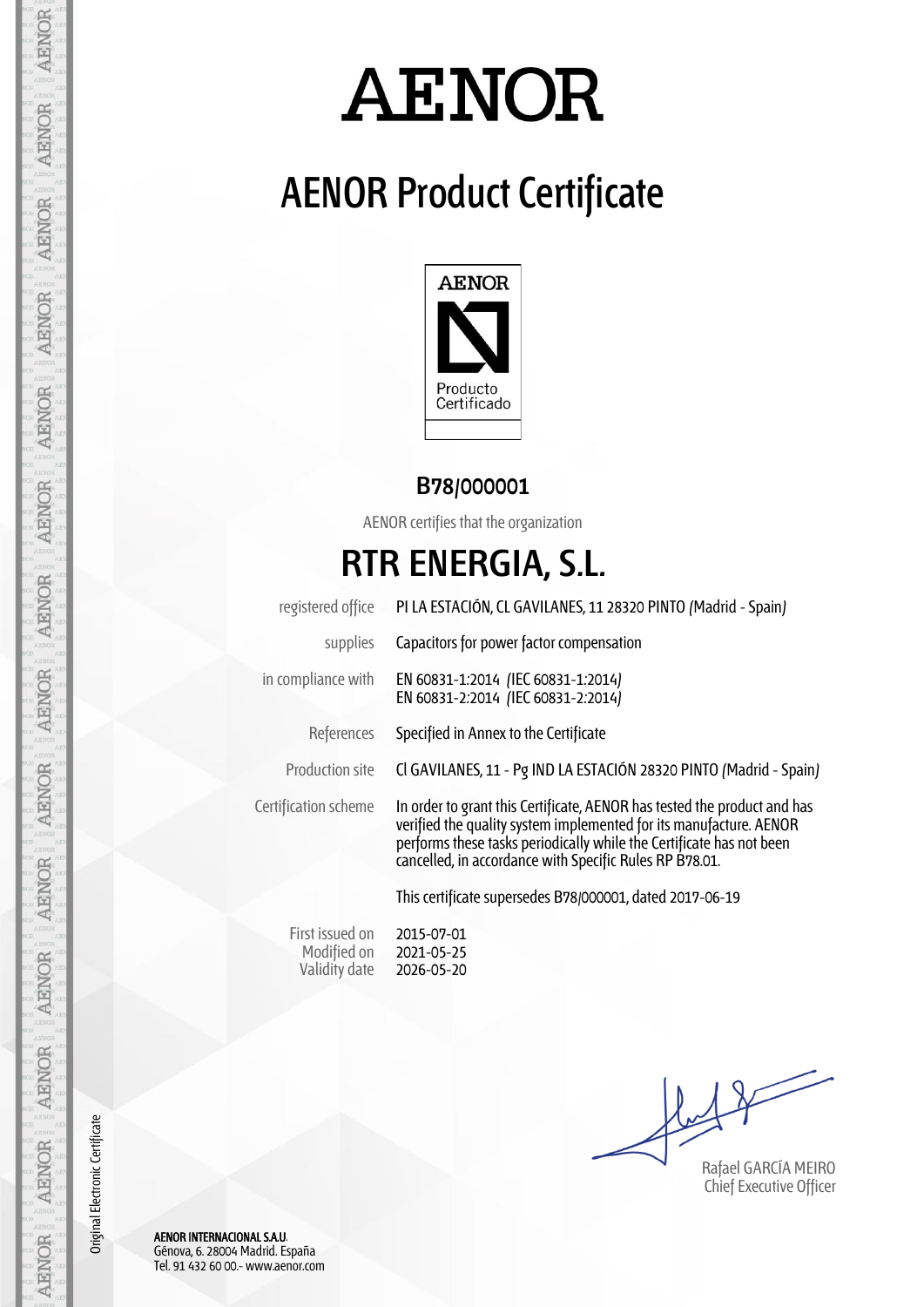# AENOR

## AENOR Product Certificate

AENOR

Producto Certificado

**B78/000001**

AENOR certifies that the organization

# RTR ENERGIA, S.L.

| | |
|---|---|
| registered office | PI LA ESTACIÓN, CL GAVILANES, 11 28320 PINTO (Madrid - Spain) |
| supplies | Capacitors for power factor compensation |
| in compliance with | EN 60831-1:2014 (IEC 60831-1:2014)<br>EN 60831-2:2014 (IEC 60831-2:2014) |
| References | Specified in Annex to the Certificate |
| Production site | Cl GAVILANES, 11 - Pg IND LA ESTACIÓN 28320 PINTO (Madrid - Spain) |
| Certification scheme | In order to grant this Certificate, AENOR has tested the product and has verified the quality system implemented for its manufacture. AENOR performs these tasks periodically while the Certificate has not been cancelled, in accordance with Specific Rules RP B78.01. |
| | This certificate supersedes B78/000001, dated 2017-06-19 |

| | |
|---|---|
| First issued on | 2015-07-01 |
| Modified on | 2021-05-25 |
| Validity date | 2026-05-20 |

Rafael GARCÍA MEIRO
Chief Executive Officer

Original Electronic Certificate

**AENOR INTERNACIONAL S.A.U.**
Génova, 6. 28004 Madrid. España
Tel. 91 432 60 00.- www.aenor.com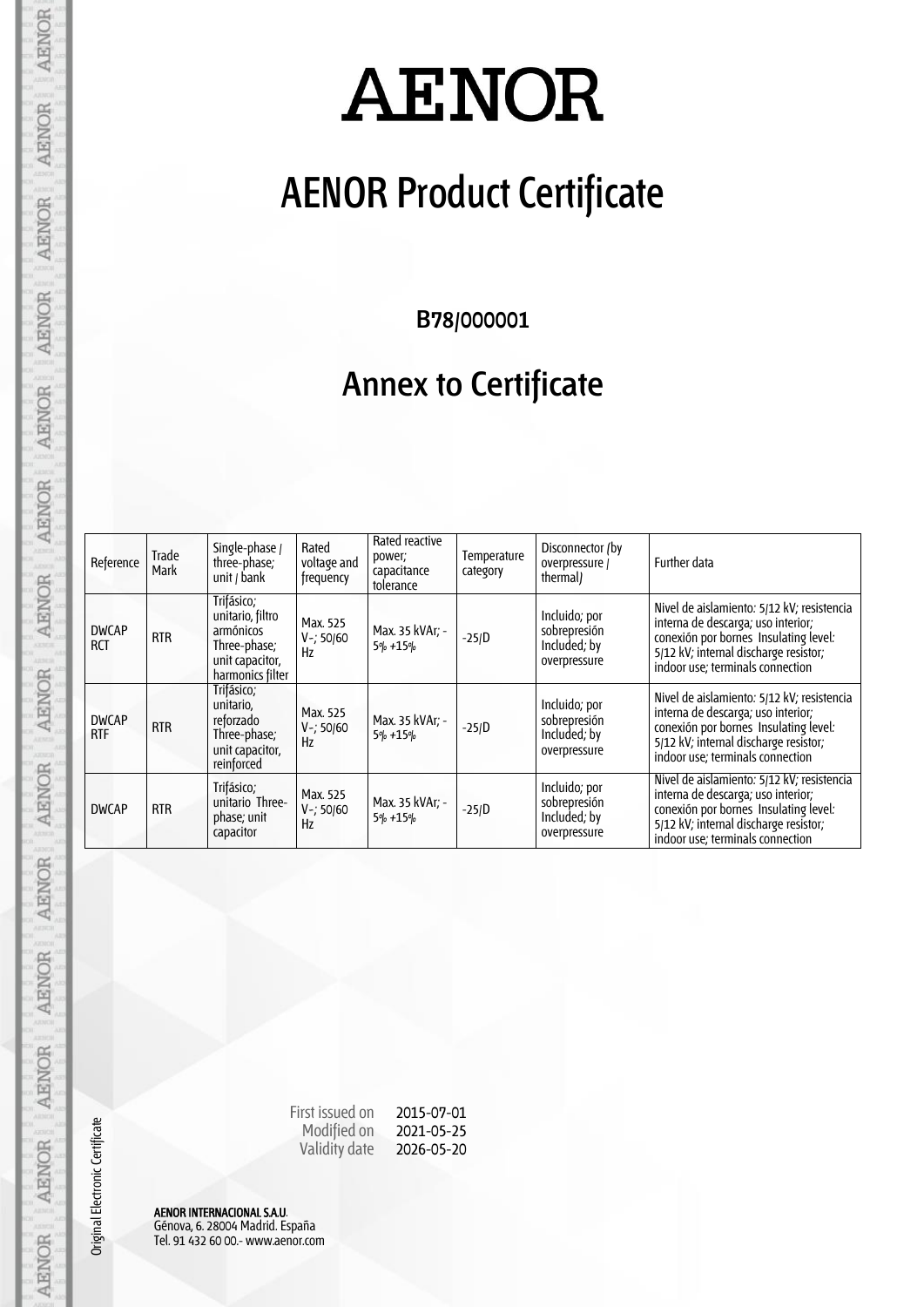# AENOR

# AENOR Product Certificate

B78/000001

## Annex to Certificate

| Reference | Trade Mark | Single-phase / three-phase; unit / bank | Rated voltage and frequency | Rated reactive power; capacitance tolerance | Temperature category | Disconnector (by overpressure / thermal) | Further data |
|---|---|---|---|---|---|---|---|
| DWCAP RCT | RTR | Trifásico; unitario, filtro armónicos Three-phase; unit capacitor, harmonics filter | Max. 525 V~; 50/60 Hz | Max. 35 kVAr; -5% +15% | -25/D | Incluido; por sobrepresión Included; by overpressure | Nivel de aislamiento: 5/12 kV; resistencia interna de descarga; uso interior; conexión por bornes Insulating level: 5/12 kV; internal discharge resistor; indoor use; terminals connection |
| DWCAP RTF | RTR | Trifásico; unitario, reforzado Three-phase; unit capacitor, reinforced | Max. 525 V~; 50/60 Hz | Max. 35 kVAr; -5% +15% | -25/D | Incluido; por sobrepresión Included; by overpressure | Nivel de aislamiento: 5/12 kV; resistencia interna de descarga; uso interior; conexión por bornes Insulating level: 5/12 kV; internal discharge resistor; indoor use; terminals connection |
| DWCAP | RTR | Trifásico; unitario Three-phase; unit capacitor | Max. 525 V~; 50/60 Hz | Max. 35 kVAr; -5% +15% | -25/D | Incluido; por sobrepresión Included; by overpressure | Nivel de aislamiento: 5/12 kV; resistencia interna de descarga; uso interior; conexión por bornes Insulating level: 5/12 kV; internal discharge resistor; indoor use; terminals connection |

First issued on 2015-07-01
Modified on 2021-05-25
Validity date 2026-05-20

Original Electronic Certificate

**AENOR INTERNACIONAL S.A.U.**
Génova, 6. 28004 Madrid. España
Tel. 91 432 60 00.- www.aenor.com